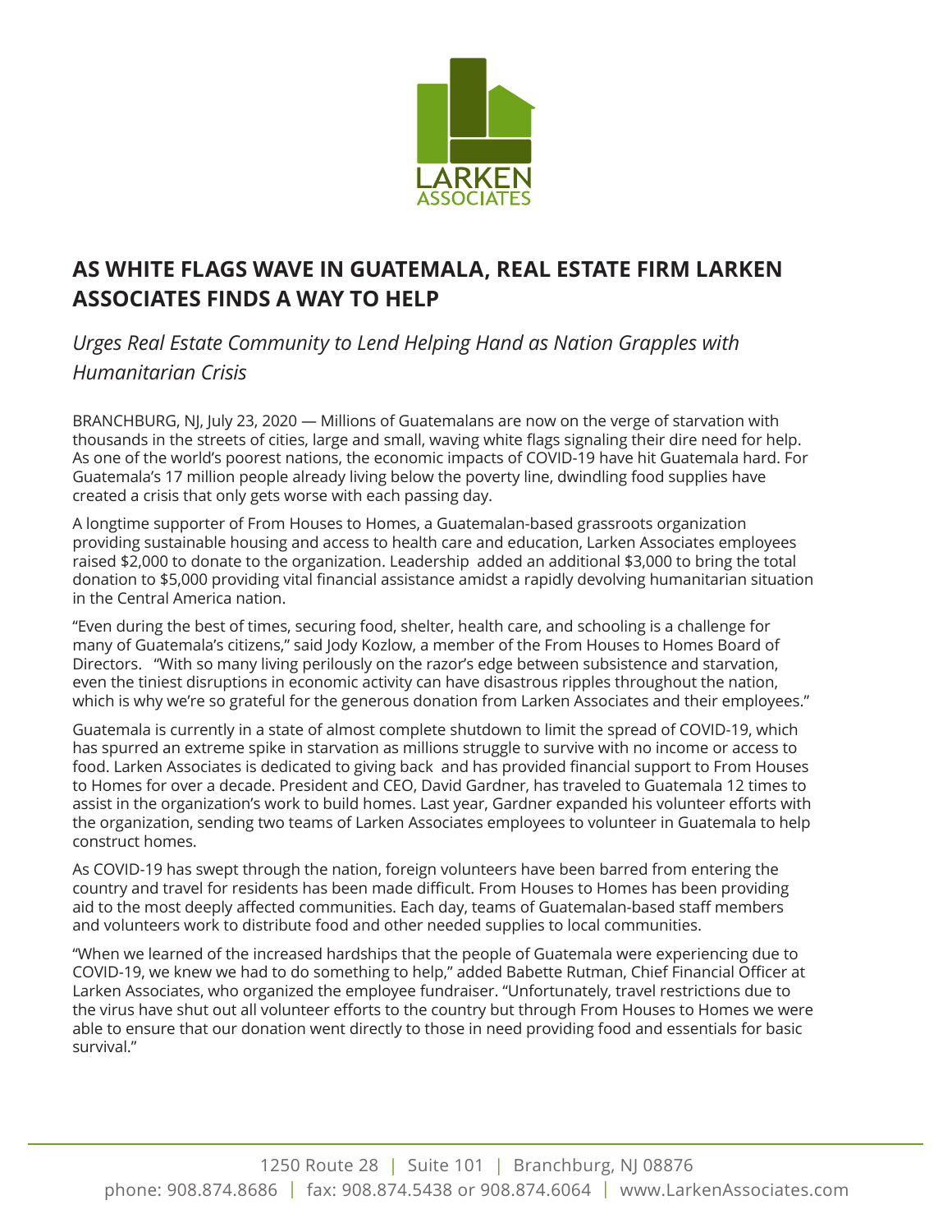# AS WHITE FLAGS WAVE IN GUATEMALA, REAL ESTATE FIRM LARKEN ASSOCIATES FINDS A WAY TO HELP

*Urges Real Estate Community to Lend Helping Hand as Nation Grapples with Humanitarian Crisis*

BRANCHBURG, NJ, July 23, 2020 — Millions of Guatemalans are now on the verge of starvation with thousands in the streets of cities, large and small, waving white flags signaling their dire need for help. As one of the world's poorest nations, the economic impacts of COVID-19 have hit Guatemala hard. For Guatemala's 17 million people already living below the poverty line, dwindling food supplies have created a crisis that only gets worse with each passing day.

A longtime supporter of From Houses to Homes, a Guatemalan-based grassroots organization providing sustainable housing and access to health care and education, Larken Associates employees raised $2,000 to donate to the organization. Leadership added an additional $3,000 to bring the total donation to $5,000 providing vital financial assistance amidst a rapidly devolving humanitarian situation in the Central America nation.

"Even during the best of times, securing food, shelter, health care, and schooling is a challenge for many of Guatemala's citizens," said Jody Kozlow, a member of the From Houses to Homes Board of Directors. "With so many living perilously on the razor's edge between subsistence and starvation, even the tiniest disruptions in economic activity can have disastrous ripples throughout the nation, which is why we're so grateful for the generous donation from Larken Associates and their employees."

Guatemala is currently in a state of almost complete shutdown to limit the spread of COVID-19, which has spurred an extreme spike in starvation as millions struggle to survive with no income or access to food. Larken Associates is dedicated to giving back and has provided financial support to From Houses to Homes for over a decade. President and CEO, David Gardner, has traveled to Guatemala 12 times to assist in the organization's work to build homes. Last year, Gardner expanded his volunteer efforts with the organization, sending two teams of Larken Associates employees to volunteer in Guatemala to help construct homes.

As COVID-19 has swept through the nation, foreign volunteers have been barred from entering the country and travel for residents has been made difficult. From Houses to Homes has been providing aid to the most deeply affected communities. Each day, teams of Guatemalan-based staff members and volunteers work to distribute food and other needed supplies to local communities.

"When we learned of the increased hardships that the people of Guatemala were experiencing due to COVID-19, we knew we had to do something to help," added Babette Rutman, Chief Financial Officer at Larken Associates, who organized the employee fundraiser. "Unfortunately, travel restrictions due to the virus have shut out all volunteer efforts to the country but through From Houses to Homes we were able to ensure that our donation went directly to those in need providing food and essentials for basic survival."

1250 Route 28 | Suite 101 | Branchburg, NJ 08876
phone: 908.874.8686 | fax: 908.874.5438 or 908.874.6064 | www.LarkenAssociates.com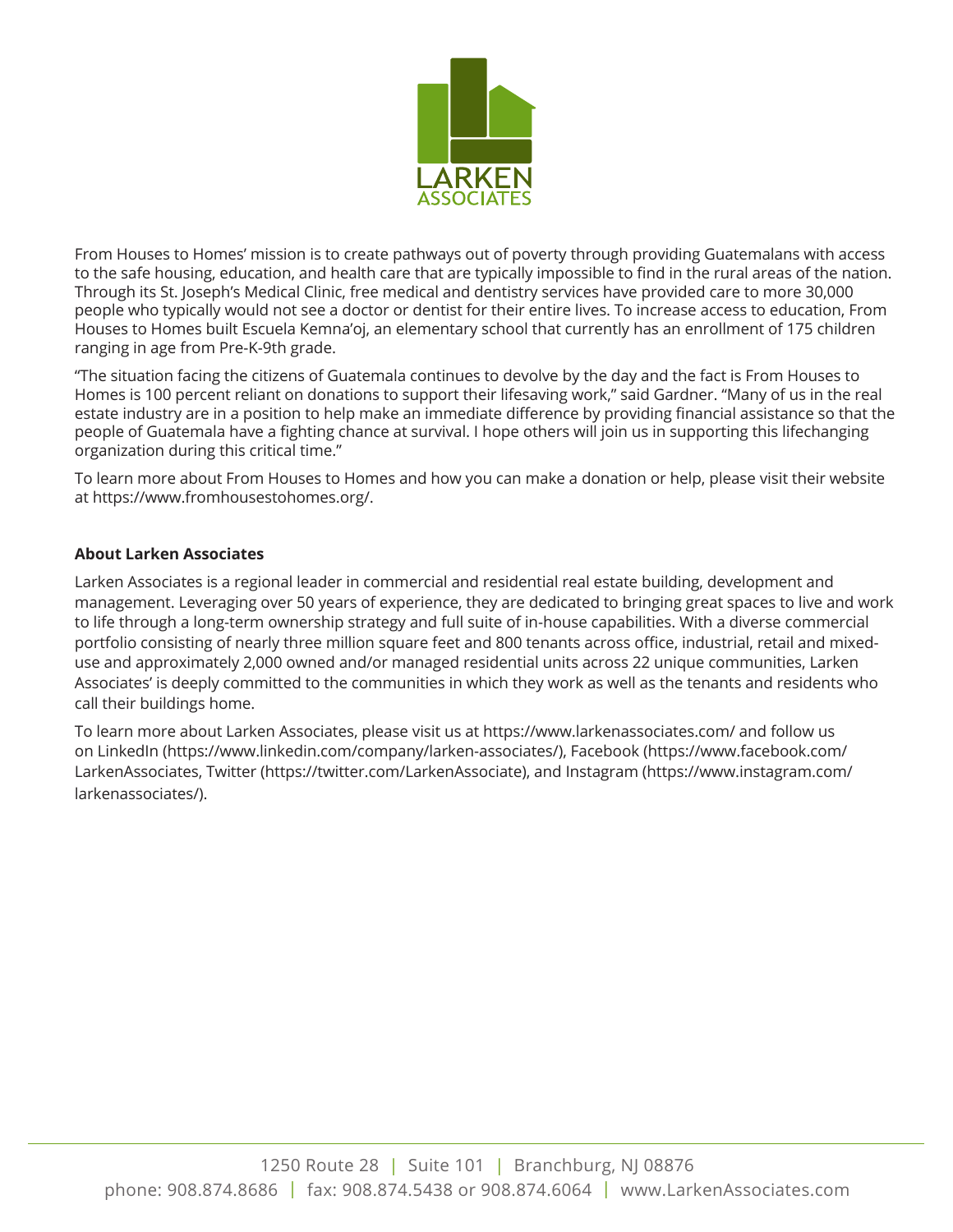From Houses to Homes' mission is to create pathways out of poverty through providing Guatemalans with access to the safe housing, education, and health care that are typically impossible to find in the rural areas of the nation. Through its St. Joseph's Medical Clinic, free medical and dentistry services have provided care to more 30,000 people who typically would not see a doctor or dentist for their entire lives. To increase access to education, From Houses to Homes built Escuela Kemna'oj, an elementary school that currently has an enrollment of 175 children ranging in age from Pre-K-9th grade.

"The situation facing the citizens of Guatemala continues to devolve by the day and the fact is From Houses to Homes is 100 percent reliant on donations to support their lifesaving work," said Gardner. "Many of us in the real estate industry are in a position to help make an immediate difference by providing financial assistance so that the people of Guatemala have a fighting chance at survival. I hope others will join us in supporting this lifechanging organization during this critical time."

To learn more about From Houses to Homes and how you can make a donation or help, please visit their website at https://www.fromhousestohomes.org/.

**About Larken Associates**

Larken Associates is a regional leader in commercial and residential real estate building, development and management. Leveraging over 50 years of experience, they are dedicated to bringing great spaces to live and work to life through a long-term ownership strategy and full suite of in-house capabilities. With a diverse commercial portfolio consisting of nearly three million square feet and 800 tenants across office, industrial, retail and mixed-use and approximately 2,000 owned and/or managed residential units across 22 unique communities, Larken Associates' is deeply committed to the communities in which they work as well as the tenants and residents who call their buildings home.

To learn more about Larken Associates, please visit us at https://www.larkenassociates.com/ and follow us on LinkedIn (https://www.linkedin.com/company/larken-associates/), Facebook (https://www.facebook.com/LarkenAssociates, Twitter (https://twitter.com/LarkenAssociate), and Instagram (https://www.instagram.com/larkenassociates/).

1250 Route 28 | Suite 101 | Branchburg, NJ 08876
phone: 908.874.8686 | fax: 908.874.5438 or 908.874.6064 | www.LarkenAssociates.com